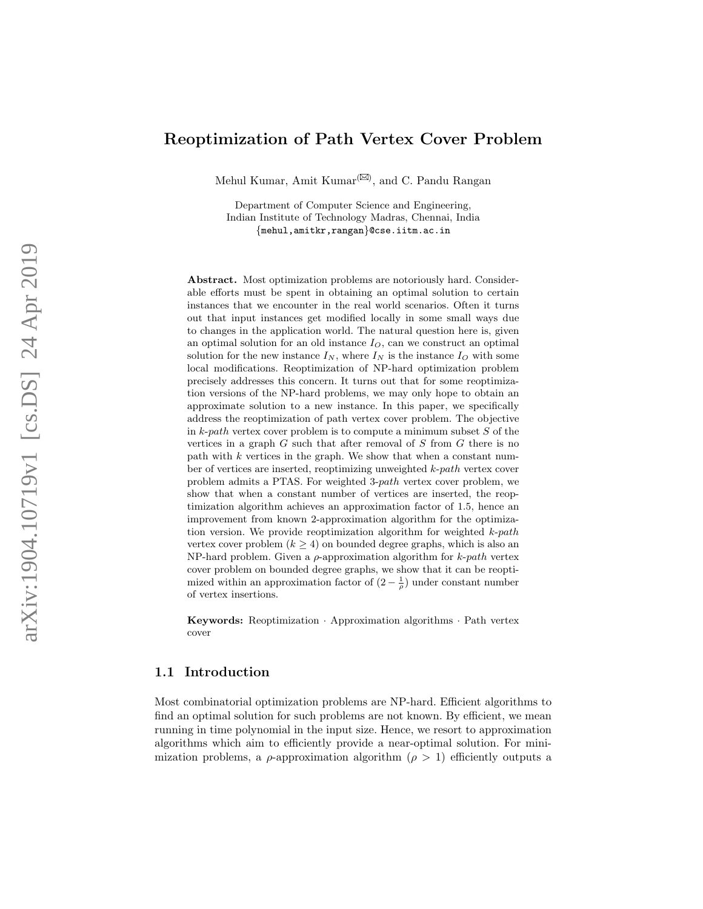# Reoptimization of Path Vertex Cover Problem

Mehul Kumar, Amit Kumar[✉], and C. Pandu Rangan

Department of Computer Science and Engineering,
Indian Institute of Technology Madras, Chennai, India
{mehul,amitkr,rangan}@cse.iitm.ac.in

**Abstract.** Most optimization problems are notoriously hard. Considerable efforts must be spent in obtaining an optimal solution to certain instances that we encounter in the real world scenarios. Often it turns out that input instances get modified locally in some small ways due to changes in the application world. The natural question here is, given an optimal solution for an old instance $I_O$, can we construct an optimal solution for the new instance $I_N$, where $I_N$ is the instance $I_O$ with some local modifications. Reoptimization of NP-hard optimization problem precisely addresses this concern. It turns out that for some reoptimization versions of the NP-hard problems, we may only hope to obtain an approximate solution to a new instance. In this paper, we specifically address the reoptimization of path vertex cover problem. The objective in *k-path* vertex cover problem is to compute a minimum subset $S$ of the vertices in a graph $G$ such that after removal of $S$ from $G$ there is no path with $k$ vertices in the graph. We show that when a constant number of vertices are inserted, reoptimizing unweighted *k-path* vertex cover problem admits a PTAS. For weighted 3-*path* vertex cover problem, we show that when a constant number of vertices are inserted, the reoptimization algorithm achieves an approximation factor of 1.5, hence an improvement from known 2-approximation algorithm for the optimization version. We provide reoptimization algorithm for weighted *k-path* vertex cover problem ($k \geq 4$) on bounded degree graphs, which is also an NP-hard problem. Given a $\rho$-approximation algorithm for *k-path* vertex cover problem on bounded degree graphs, we show that it can be reoptimized within an approximation factor of $(2 - \frac{1}{\rho})$ under constant number of vertex insertions.

**Keywords:** Reoptimization · Approximation algorithms · Path vertex cover

## 1.1 Introduction

Most combinatorial optimization problems are NP-hard. Efficient algorithms to find an optimal solution for such problems are not known. By efficient, we mean running in time polynomial in the input size. Hence, we resort to approximation algorithms which aim to efficiently provide a near-optimal solution. For minimization problems, a $\rho$-approximation algorithm ($\rho > 1$) efficiently outputs a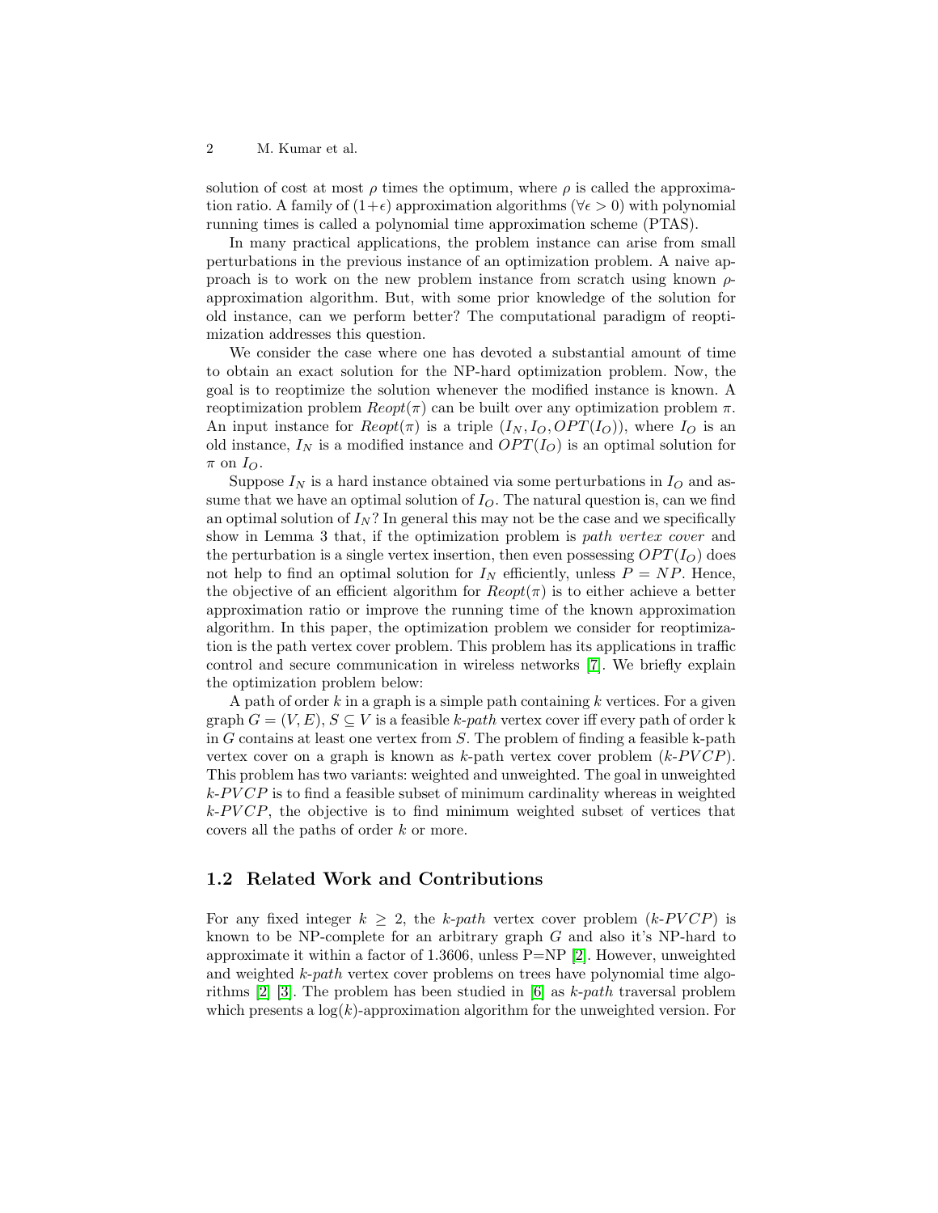solution of cost at most $\rho$ times the optimum, where $\rho$ is called the approximation ratio. A family of $(1+\epsilon)$ approximation algorithms $(\forall \epsilon > 0)$ with polynomial running times is called a polynomial time approximation scheme (PTAS).

In many practical applications, the problem instance can arise from small perturbations in the previous instance of an optimization problem. A naive approach is to work on the new problem instance from scratch using known $\rho$-approximation algorithm. But, with some prior knowledge of the solution for old instance, can we perform better? The computational paradigm of reoptimization addresses this question.

We consider the case where one has devoted a substantial amount of time to obtain an exact solution for the NP-hard optimization problem. Now, the goal is to reoptimize the solution whenever the modified instance is known. A reoptimization problem $Reopt(\pi)$ can be built over any optimization problem $\pi$. An input instance for $Reopt(\pi)$ is a triple $(I_N, I_O, OPT(I_O))$, where $I_O$ is an old instance, $I_N$ is a modified instance and $OPT(I_O)$ is an optimal solution for $\pi$ on $I_O$.

Suppose $I_N$ is a hard instance obtained via some perturbations in $I_O$ and assume that we have an optimal solution of $I_O$. The natural question is, can we find an optimal solution of $I_N$? In general this may not be the case and we specifically show in Lemma 3 that, if the optimization problem is *path vertex cover* and the perturbation is a single vertex insertion, then even possessing $OPT(I_O)$ does not help to find an optimal solution for $I_N$ efficiently, unless $P = NP$. Hence, the objective of an efficient algorithm for $Reopt(\pi)$ is to either achieve a better approximation ratio or improve the running time of the known approximation algorithm. In this paper, the optimization problem we consider for reoptimization is the path vertex cover problem. This problem has its applications in traffic control and secure communication in wireless networks [7]. We briefly explain the optimization problem below:

A path of order $k$ in a graph is a simple path containing $k$ vertices. For a given graph $G = (V, E)$, $S \subseteq V$ is a feasible *k-path* vertex cover iff every path of order k in $G$ contains at least one vertex from $S$. The problem of finding a feasible k-path vertex cover on a graph is known as $k$-path vertex cover problem ($k$-$PVCP$). This problem has two variants: weighted and unweighted. The goal in unweighted $k$-$PVCP$ is to find a feasible subset of minimum cardinality whereas in weighted $k$-$PVCP$, the objective is to find minimum weighted subset of vertices that covers all the paths of order $k$ or more.

### 1.2 Related Work and Contributions

For any fixed integer $k \geq 2$, the *k-path* vertex cover problem ($k$-$PVCP$) is known to be NP-complete for an arbitrary graph $G$ and also it's NP-hard to approximate it within a factor of 1.3606, unless P=NP [2]. However, unweighted and weighted *k-path* vertex cover problems on trees have polynomial time algorithms [2] [3]. The problem has been studied in [6] as *k-path* traversal problem which presents a $\log(k)$-approximation algorithm for the unweighted version. For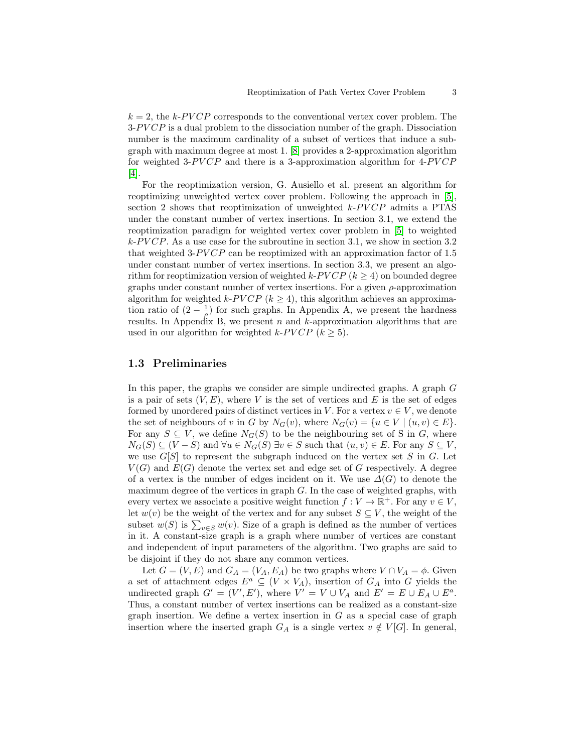$k = 2$, the $k$-$PVCP$ corresponds to the conventional vertex cover problem. The 3-$PVCP$ is a dual problem to the dissociation number of the graph. Dissociation number is the maximum cardinality of a subset of vertices that induce a subgraph with maximum degree at most 1. [8] provides a 2-approximation algorithm for weighted 3-$PVCP$ and there is a 3-approximation algorithm for 4-$PVCP$ [4].

For the reoptimization version, G. Ausiello et al. present an algorithm for reoptimizing unweighted vertex cover problem. Following the approach in [5], section 2 shows that reoptimization of unweighted $k$-$PVCP$ admits a PTAS under the constant number of vertex insertions. In section 3.1, we extend the reoptimization paradigm for weighted vertex cover problem in [5] to weighted $k$-$PVCP$. As a use case for the subroutine in section 3.1, we show in section 3.2 that weighted 3-$PVCP$ can be reoptimized with an approximation factor of 1.5 under constant number of vertex insertions. In section 3.3, we present an algorithm for reoptimization version of weighted $k$-$PVCP$ ($k \geq 4$) on bounded degree graphs under constant number of vertex insertions. For a given $\rho$-approximation algorithm for weighted $k$-$PVCP$ ($k \geq 4$), this algorithm achieves an approximation ratio of $(2 - \frac{1}{\rho})$ for such graphs. In Appendix A, we present the hardness results. In Appendix B, we present $n$ and $k$-approximation algorithms that are used in our algorithm for weighted $k$-$PVCP$ ($k \geq 5$).

### 1.3 Preliminaries

In this paper, the graphs we consider are simple undirected graphs. A graph $G$ is a pair of sets $(V, E)$, where $V$ is the set of vertices and $E$ is the set of edges formed by unordered pairs of distinct vertices in $V$. For a vertex $v \in V$, we denote the set of neighbours of $v$ in $G$ by $N_G(v)$, where $N_G(v) = \{u \in V \mid (u, v) \in E\}$. For any $S \subseteq V$, we define $N_G(S)$ to be the neighbouring set of S in $G$, where $N_G(S) \subseteq (V - S)$ and $\forall u \in N_G(S)\ \exists v \in S$ such that $(u, v) \in E$. For any $S \subseteq V$, we use $G[S]$ to represent the subgraph induced on the vertex set $S$ in $G$. Let $V(G)$ and $E(G)$ denote the vertex set and edge set of $G$ respectively. A degree of a vertex is the number of edges incident on it. We use $\Delta(G)$ to denote the maximum degree of the vertices in graph $G$. In the case of weighted graphs, with every vertex we associate a positive weight function $f : V \to \mathbb{R}^+$. For any $v \in V$, let $w(v)$ be the weight of the vertex and for any subset $S \subseteq V$, the weight of the subset $w(S)$ is $\sum_{v \in S} w(v)$. Size of a graph is defined as the number of vertices in it. A constant-size graph is a graph where number of vertices are constant and independent of input parameters of the algorithm. Two graphs are said to be disjoint if they do not share any common vertices.

Let $G = (V, E)$ and $G_A = (V_A, E_A)$ be two graphs where $V \cap V_A = \phi$. Given a set of attachment edges $E^a \subseteq (V \times V_A)$, insertion of $G_A$ into $G$ yields the undirected graph $G' = (V', E')$, where $V' = V \cup V_A$ and $E' = E \cup E_A \cup E^a$. Thus, a constant number of vertex insertions can be realized as a constant-size graph insertion. We define a vertex insertion in $G$ as a special case of graph insertion where the inserted graph $G_A$ is a single vertex $v \notin V[G]$. In general,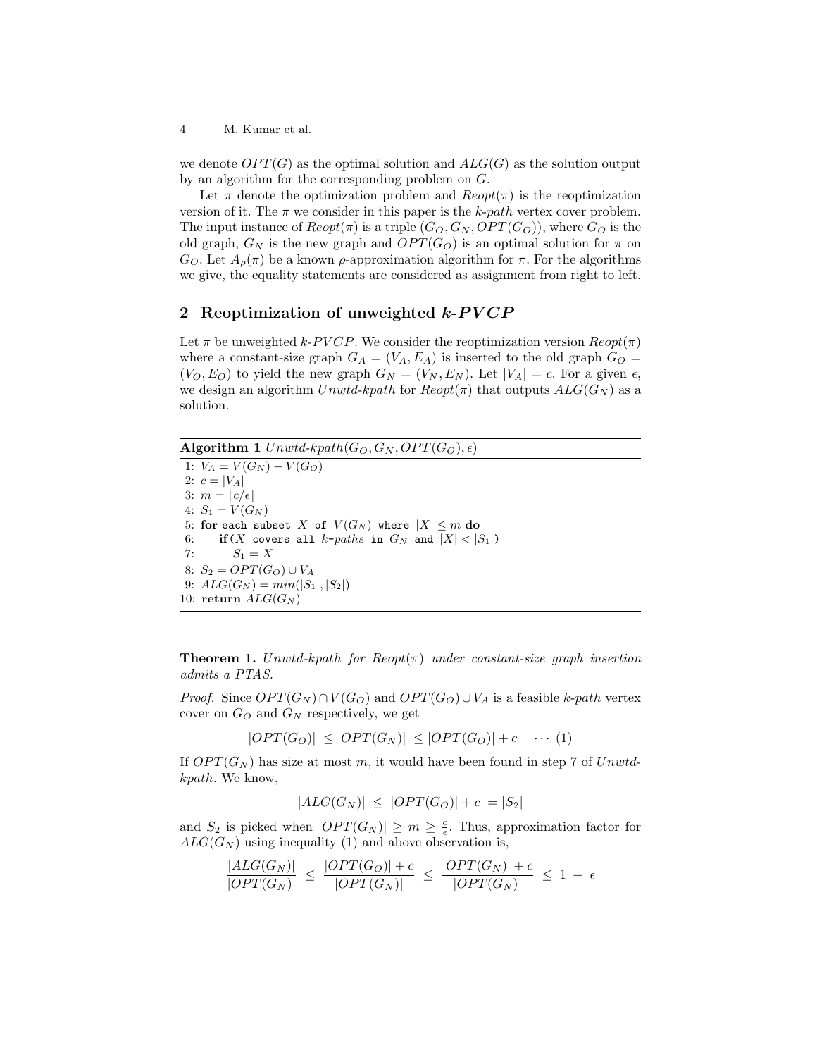we denote $OPT(G)$ as the optimal solution and $ALG(G)$ as the solution output by an algorithm for the corresponding problem on $G$.

Let $\pi$ denote the optimization problem and $Reopt(\pi)$ is the reoptimization version of it. The $\pi$ we consider in this paper is the *k-path* vertex cover problem. The input instance of $Reopt(\pi)$ is a triple $(G_O, G_N, OPT(G_O))$, where $G_O$ is the old graph, $G_N$ is the new graph and $OPT(G_O)$ is an optimal solution for $\pi$ on $G_O$. Let $A_\rho(\pi)$ be a known $\rho$-approximation algorithm for $\pi$. For the algorithms we give, the equality statements are considered as assignment from right to left.

## 2 Reoptimization of unweighted *k-PVCP*

Let $\pi$ be unweighted *k-PVCP*. We consider the reoptimization version $Reopt(\pi)$ where a constant-size graph $G_A = (V_A, E_A)$ is inserted to the old graph $G_O = (V_O, E_O)$ to yield the new graph $G_N = (V_N, E_N)$. Let $|V_A| = c$. For a given $\epsilon$, we design an algorithm *Unwtd-kpath* for $Reopt(\pi)$ that outputs $ALG(G_N)$ as a solution.

**Algorithm 1** *Unwtd-kpath*$(G_O, G_N, OPT(G_O), \epsilon)$

```
1: V_A = V(G_N) − V(G_O)
2: c = |V_A|
3: m = ⌈c/ε⌉
4: S_1 = V(G_N)
5: for each subset X of V(G_N) where |X| ≤ m do
6:     if(X covers all k-paths in G_N and |X| < |S_1|)
7:         S_1 = X
8: S_2 = OPT(G_O) ∪ V_A
9: ALG(G_N) = min(|S_1|, |S_2|)
10: return ALG(G_N)
```

**Theorem 1.** *Unwtd-kpath for $Reopt(\pi)$ under constant-size graph insertion admits a PTAS.*

*Proof.* Since $OPT(G_N) \cap V(G_O)$ and $OPT(G_O) \cup V_A$ is a feasible *k-path* vertex cover on $G_O$ and $G_N$ respectively, we get

$$|OPT(G_O)| \leq |OPT(G_N)| \leq |OPT(G_O)| + c \quad \cdots (1)$$

If $OPT(G_N)$ has size at most $m$, it would have been found in step 7 of *Unwtd-kpath*. We know,

$$|ALG(G_N)| \leq |OPT(G_O)| + c = |S_2|$$

and $S_2$ is picked when $|OPT(G_N)| \geq m \geq \frac{c}{\epsilon}$. Thus, approximation factor for $ALG(G_N)$ using inequality (1) and above observation is,

$$\frac{|ALG(G_N)|}{|OPT(G_N)|} \leq \frac{|OPT(G_O)| + c}{|OPT(G_N)|} \leq \frac{|OPT(G_N)| + c}{|OPT(G_N)|} \leq 1 + \epsilon$$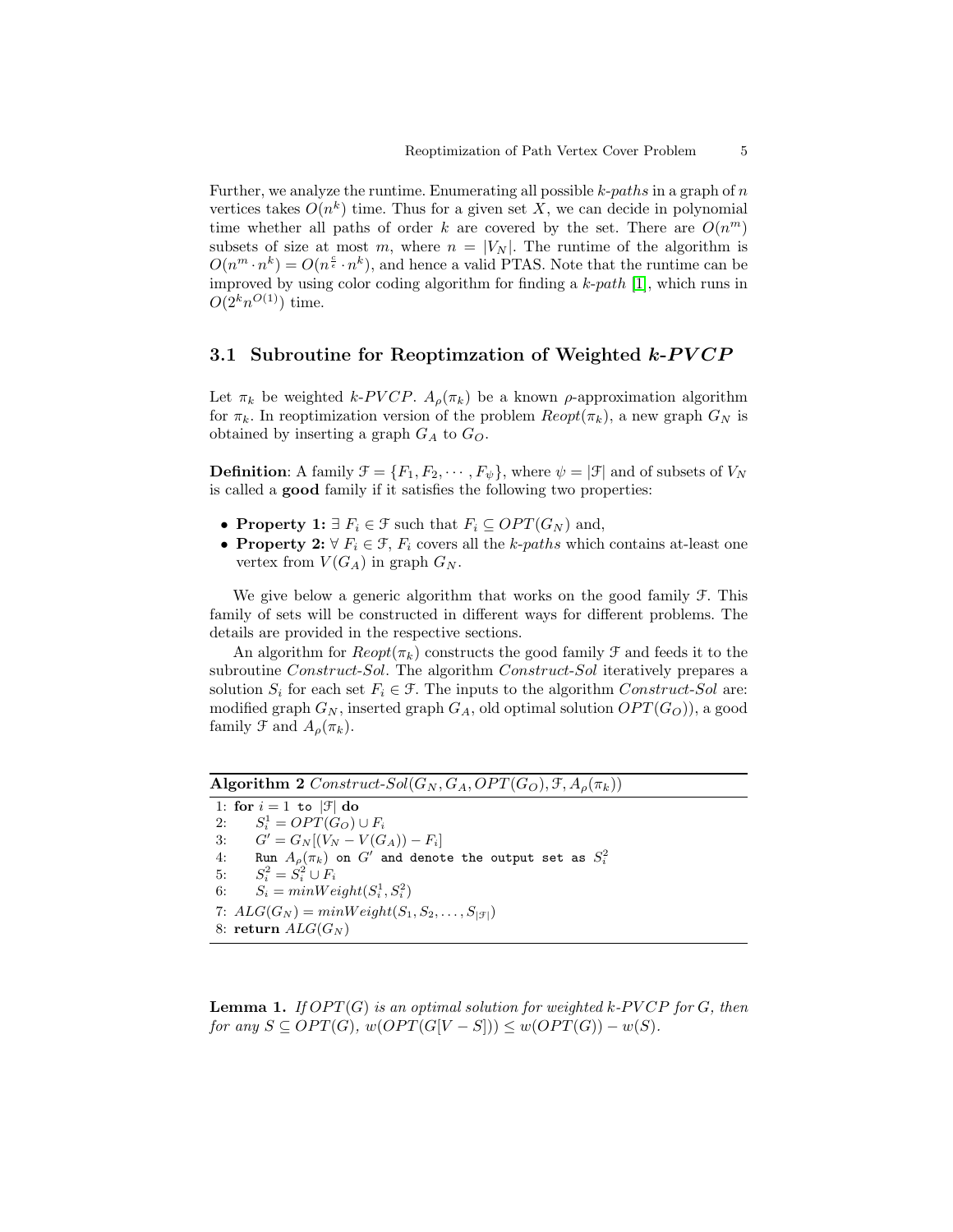Further, we analyze the runtime. Enumerating all possible *k-paths* in a graph of $n$ vertices takes $O(n^k)$ time. Thus for a given set $X$, we can decide in polynomial time whether all paths of order $k$ are covered by the set. There are $O(n^m)$ subsets of size at most $m$, where $n = |V_N|$. The runtime of the algorithm is $O(n^m \cdot n^k) = O(n^{\frac{c}{\epsilon}} \cdot n^k)$, and hence a valid PTAS. Note that the runtime can be improved by using color coding algorithm for finding a *k-path* [1], which runs in $O(2^k n^{O(1)})$ time.

### 3.1 Subroutine for Reoptimzation of Weighted *k-PVCP*

Let $\pi_k$ be weighted *k-PVCP*. $A_\rho(\pi_k)$ be a known $\rho$-approximation algorithm for $\pi_k$. In reoptimization version of the problem $Reopt(\pi_k)$, a new graph $G_N$ is obtained by inserting a graph $G_A$ to $G_O$.

**Definition**: A family $\mathcal{F} = \{F_1, F_2, \cdots, F_\psi\}$, where $\psi = |\mathcal{F}|$ and of subsets of $V_N$ is called a **good** family if it satisfies the following two properties:

- **Property 1:** $\exists\ F_i \in \mathcal{F}$ such that $F_i \subseteq OPT(G_N)$ and,
- **Property 2:** $\forall\ F_i \in \mathcal{F}$, $F_i$ covers all the *k-paths* which contains at-least one vertex from $V(G_A)$ in graph $G_N$.

We give below a generic algorithm that works on the good family $\mathcal{F}$. This family of sets will be constructed in different ways for different problems. The details are provided in the respective sections.

An algorithm for $Reopt(\pi_k)$ constructs the good family $\mathcal{F}$ and feeds it to the subroutine *Construct-Sol*. The algorithm *Construct-Sol* iteratively prepares a solution $S_i$ for each set $F_i \in \mathcal{F}$. The inputs to the algorithm *Construct-Sol* are: modified graph $G_N$, inserted graph $G_A$, old optimal solution $OPT(G_O)$), a good family $\mathcal{F}$ and $A_\rho(\pi_k)$.

**Algorithm 2** *Construct-Sol*$(G_N, G_A, OPT(G_O), \mathcal{F}, A_\rho(\pi_k))$

```
1: for i = 1 to |F| do
2:     S_i^1 = OPT(G_O) ∪ F_i
3:     G' = G_N[(V_N − V(G_A)) − F_i]
4:     Run A_ρ(π_k) on G' and denote the output set as S_i^2
5:     S_i^2 = S_i^2 ∪ F_i
6:     S_i = minWeight(S_i^1, S_i^2)
7: ALG(G_N) = minWeight(S_1, S_2, ..., S_|F|)
8: return ALG(G_N)
```

**Lemma 1.** *If $OPT(G)$ is an optimal solution for weighted k-PVCP for $G$, then for any $S \subseteq OPT(G)$, $w(OPT(G[V - S])) \leq w(OPT(G)) - w(S)$.*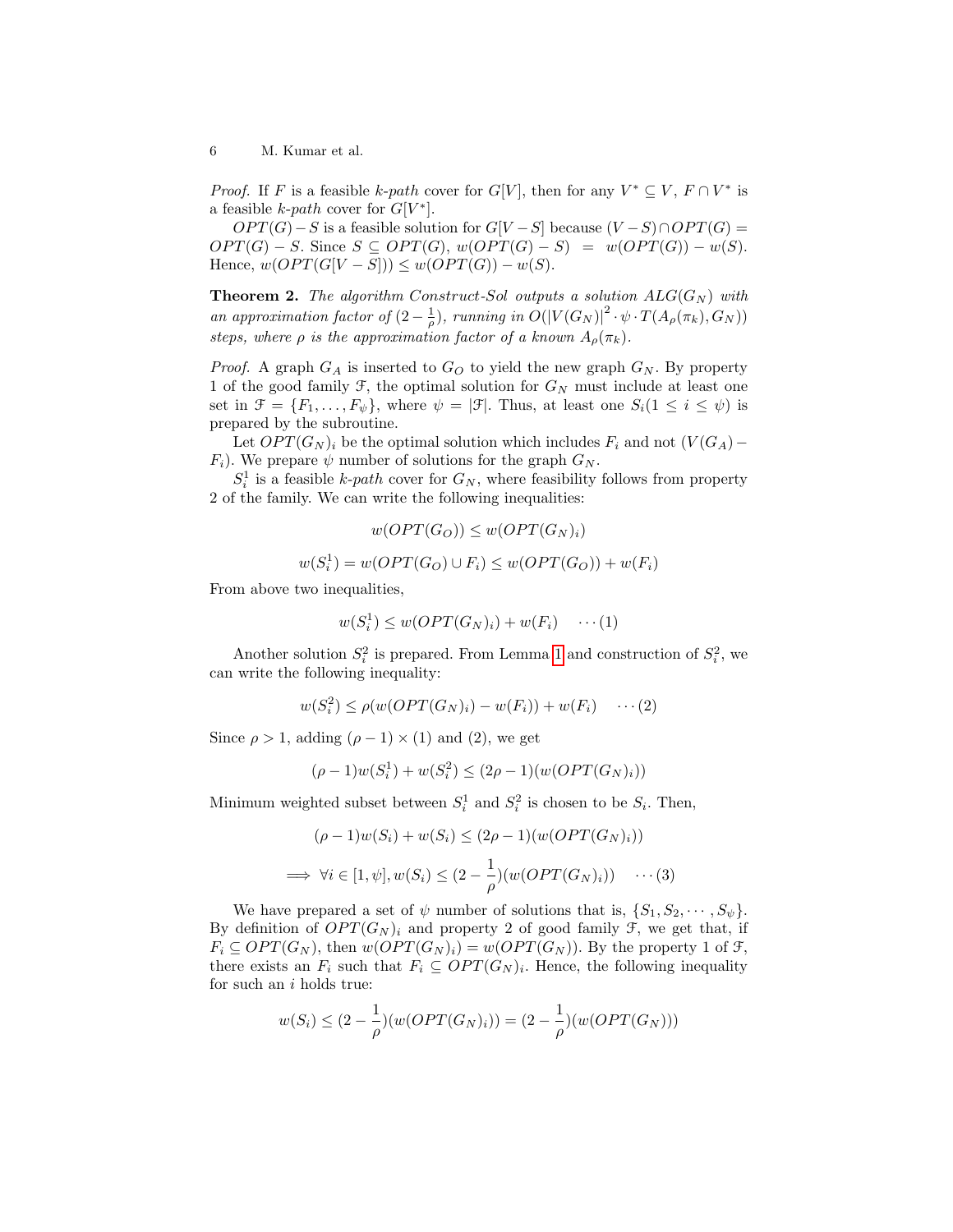*Proof.* If $F$ is a feasible *k-path* cover for $G[V]$, then for any $V^* \subseteq V$, $F \cap V^*$ is a feasible *k-path* cover for $G[V^*]$.

$OPT(G) - S$ is a feasible solution for $G[V - S]$ because $(V - S) \cap OPT(G) = OPT(G) - S$. Since $S \subseteq OPT(G)$, $w(OPT(G) - S) = w(OPT(G)) - w(S)$. Hence, $w(OPT(G[V - S])) \leq w(OPT(G)) - w(S)$.

**Theorem 2.** *The algorithm Construct-Sol outputs a solution $ALG(G_N)$ with an approximation factor of $(2 - \frac{1}{\rho})$, running in $O(|V(G_N)|^2 \cdot \psi \cdot T(A_\rho(\pi_k), G_N))$ steps, where $\rho$ is the approximation factor of a known $A_\rho(\pi_k)$.*

*Proof.* A graph $G_A$ is inserted to $G_O$ to yield the new graph $G_N$. By property 1 of the good family $\mathcal{F}$, the optimal solution for $G_N$ must include at least one set in $\mathcal{F} = \{F_1, \ldots, F_\psi\}$, where $\psi = |\mathcal{F}|$. Thus, at least one $S_i (1 \leq i \leq \psi)$ is prepared by the subroutine.

Let $OPT(G_N)_i$ be the optimal solution which includes $F_i$ and not $(V(G_A) - F_i)$. We prepare $\psi$ number of solutions for the graph $G_N$.

$S_i^1$ is a feasible *k-path* cover for $G_N$, where feasibility follows from property 2 of the family. We can write the following inequalities:

$$w(OPT(G_O)) \leq w(OPT(G_N)_i)$$

$$w(S_i^1) = w(OPT(G_O) \cup F_i) \leq w(OPT(G_O)) + w(F_i)$$

From above two inequalities,

$$w(S_i^1) \leq w(OPT(G_N)_i) + w(F_i) \quad \cdots (1)$$

Another solution $S_i^2$ is prepared. From Lemma 1 and construction of $S_i^2$, we can write the following inequality:

$$w(S_i^2) \leq \rho(w(OPT(G_N)_i) - w(F_i)) + w(F_i) \quad \cdots (2)$$

Since $\rho > 1$, adding $(\rho - 1) \times (1)$ and (2), we get

$$(\rho - 1)w(S_i^1) + w(S_i^2) \leq (2\rho - 1)(w(OPT(G_N)_i))$$

Minimum weighted subset between $S_i^1$ and $S_i^2$ is chosen to be $S_i$. Then,

$$(\rho - 1)w(S_i) + w(S_i) \leq (2\rho - 1)(w(OPT(G_N)_i))$$

$$\implies \forall i \in [1, \psi], w(S_i) \leq (2 - \frac{1}{\rho})(w(OPT(G_N)_i)) \quad \cdots (3)$$

We have prepared a set of $\psi$ number of solutions that is, $\{S_1, S_2, \cdots, S_\psi\}$. By definition of $OPT(G_N)_i$ and property 2 of good family $\mathcal{F}$, we get that, if $F_i \subseteq OPT(G_N)$, then $w(OPT(G_N)_i) = w(OPT(G_N))$. By the property 1 of $\mathcal{F}$, there exists an $F_i$ such that $F_i \subseteq OPT(G_N)_i$. Hence, the following inequality for such an $i$ holds true:

$$w(S_i) \leq (2 - \frac{1}{\rho})(w(OPT(G_N)_i)) = (2 - \frac{1}{\rho})(w(OPT(G_N)))$$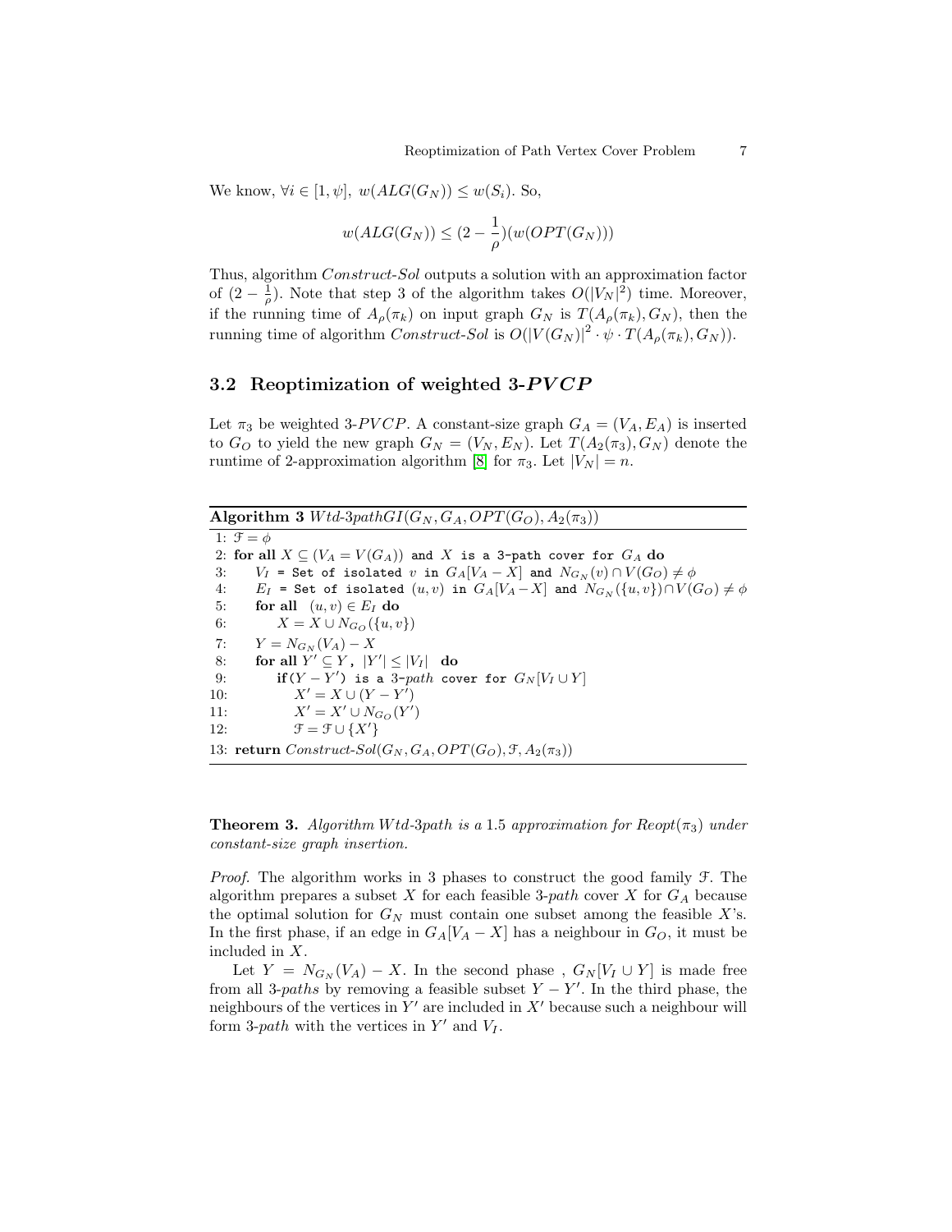We know, $\forall i \in [1, \psi],\ w(ALG(G_N)) \leq w(S_i)$. So,

$$w(ALG(G_N)) \leq (2 - \frac{1}{\rho})(w(OPT(G_N)))$$

Thus, algorithm *Construct-Sol* outputs a solution with an approximation factor of $(2 - \frac{1}{\rho})$. Note that step 3 of the algorithm takes $O(|V_N|^2)$ time. Moreover, if the running time of $A_\rho(\pi_k)$ on input graph $G_N$ is $T(A_\rho(\pi_k), G_N)$, then the running time of algorithm *Construct-Sol* is $O(|V(G_N)|^2 \cdot \psi \cdot T(A_\rho(\pi_k), G_N))$.

### 3.2 Reoptimization of weighted 3-$PVCP$

Let $\pi_3$ be weighted 3-$PVCP$. A constant-size graph $G_A = (V_A, E_A)$ is inserted to $G_O$ to yield the new graph $G_N = (V_N, E_N)$. Let $T(A_2(\pi_3), G_N)$ denote the runtime of 2-approximation algorithm [8] for $\pi_3$. Let $|V_N| = n$.

**Algorithm 3** *Wtd-3pathGI*$(G_N, G_A, OPT(G_O), A_2(\pi_3))$

```
1: F = φ
2: for all X ⊆ (V_A = V(G_A)) and X is a 3-path cover for G_A do
3:     V_I = Set of isolated v in G_A[V_A − X] and N_{G_N}(v) ∩ V(G_O) ≠ φ
4:     E_I = Set of isolated (u,v) in G_A[V_A − X] and N_{G_N}({u,v}) ∩ V(G_O) ≠ φ
5:     for all (u,v) ∈ E_I do
6:         X = X ∪ N_{G_O}({u,v})
7:     Y = N_{G_N}(V_A) − X
8:     for all Y' ⊆ Y, |Y'| ≤ |V_I| do
9:         if (Y − Y') is a 3-path cover for G_N[V_I ∪ Y]
10:            X' = X ∪ (Y − Y')
11:            X' = X' ∪ N_{G_O}(Y')
12:            F = F ∪ {X'}
13: return Construct-Sol(G_N, G_A, OPT(G_O), F, A_2(π_3))
```

**Theorem 3.** *Algorithm Wtd-3path is a* 1.5 *approximation for Reopt*$(\pi_3)$ *under constant-size graph insertion.*

*Proof.* The algorithm works in 3 phases to construct the good family $\mathcal{F}$. The algorithm prepares a subset $X$ for each feasible 3-*path* cover $X$ for $G_A$ because the optimal solution for $G_N$ must contain one subset among the feasible $X$'s. In the first phase, if an edge in $G_A[V_A - X]$ has a neighbour in $G_O$, it must be included in $X$.

Let $Y = N_{G_N}(V_A) - X$. In the second phase , $G_N[V_I \cup Y]$ is made free from all 3-*paths* by removing a feasible subset $Y - Y'$. In the third phase, the neighbours of the vertices in $Y'$ are included in $X'$ because such a neighbour will form 3-*path* with the vertices in $Y'$ and $V_I$.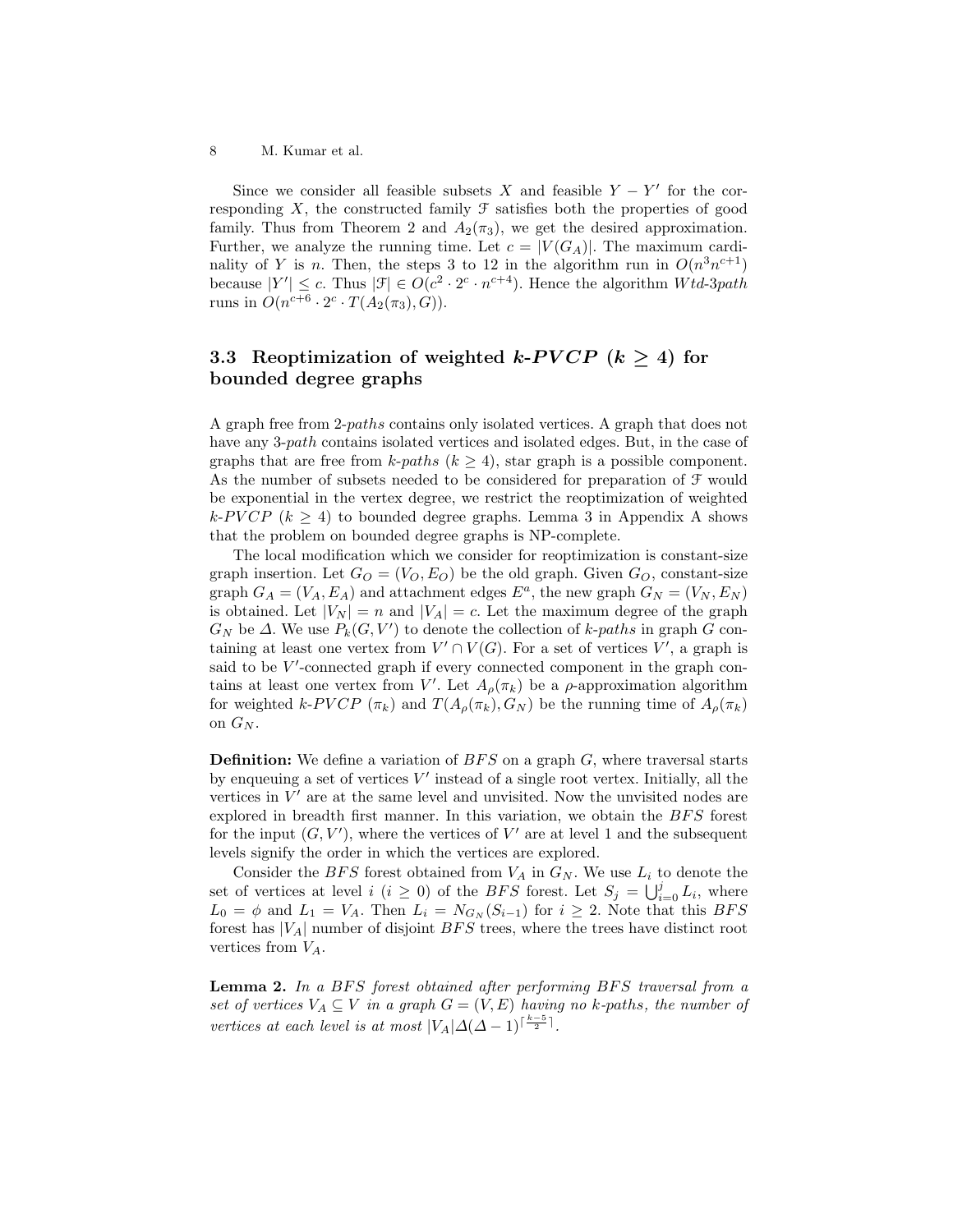Since we consider all feasible subsets $X$ and feasible $Y - Y'$ for the corresponding $X$, the constructed family $\mathcal{F}$ satisfies both the properties of good family. Thus from Theorem 2 and $A_2(\pi_3)$, we get the desired approximation. Further, we analyze the running time. Let $c = |V(G_A)|$. The maximum cardinality of $Y$ is $n$. Then, the steps 3 to 12 in the algorithm run in $O(n^3 n^{c+1})$ because $|Y'| \leq c$. Thus $|\mathcal{F}| \in O(c^2 \cdot 2^c \cdot n^{c+4})$. Hence the algorithm *Wtd-3path* runs in $O(n^{c+6} \cdot 2^c \cdot T(A_2(\pi_3), G))$.

### 3.3 Reoptimization of weighted *k-PVCP* ($k \geq 4$) for bounded degree graphs

A graph free from 2-*paths* contains only isolated vertices. A graph that does not have any 3-*path* contains isolated vertices and isolated edges. But, in the case of graphs that are free from *k-paths* ($k \geq 4$), star graph is a possible component. As the number of subsets needed to be considered for preparation of $\mathcal{F}$ would be exponential in the vertex degree, we restrict the reoptimization of weighted *k-PVCP* ($k \geq 4$) to bounded degree graphs. Lemma 3 in Appendix A shows that the problem on bounded degree graphs is NP-complete.

The local modification which we consider for reoptimization is constant-size graph insertion. Let $G_O = (V_O, E_O)$ be the old graph. Given $G_O$, constant-size graph $G_A = (V_A, E_A)$ and attachment edges $E^a$, the new graph $G_N = (V_N, E_N)$ is obtained. Let $|V_N| = n$ and $|V_A| = c$. Let the maximum degree of the graph $G_N$ be $\Delta$. We use $P_k(G, V')$ to denote the collection of *k-paths* in graph $G$ containing at least one vertex from $V' \cap V(G)$. For a set of vertices $V'$, a graph is said to be $V'$-connected graph if every connected component in the graph contains at least one vertex from $V'$. Let $A_\rho(\pi_k)$ be a $\rho$-approximation algorithm for weighted *k-PVCP* ($\pi_k$) and $T(A_\rho(\pi_k), G_N)$ be the running time of $A_\rho(\pi_k)$ on $G_N$.

**Definition:** We define a variation of *BFS* on a graph $G$, where traversal starts by enqueuing a set of vertices $V'$ instead of a single root vertex. Initially, all the vertices in $V'$ are at the same level and unvisited. Now the unvisited nodes are explored in breadth first manner. In this variation, we obtain the *BFS* forest for the input $(G, V')$, where the vertices of $V'$ are at level 1 and the subsequent levels signify the order in which the vertices are explored.

Consider the *BFS* forest obtained from $V_A$ in $G_N$. We use $L_i$ to denote the set of vertices at level $i$ ($i \geq 0$) of the *BFS* forest. Let $S_j = \bigcup_{i=0}^{j} L_i$, where $L_0 = \phi$ and $L_1 = V_A$. Then $L_i = N_{G_N}(S_{i-1})$ for $i \geq 2$. Note that this *BFS* forest has $|V_A|$ number of disjoint *BFS* trees, where the trees have distinct root vertices from $V_A$.

**Lemma 2.** *In a BFS forest obtained after performing BFS traversal from a set of vertices $V_A \subseteq V$ in a graph $G = (V, E)$ having no k-paths, the number of vertices at each level is at most $|V_A|\Delta(\Delta-1)^{\lceil \frac{k-5}{2} \rceil}$.*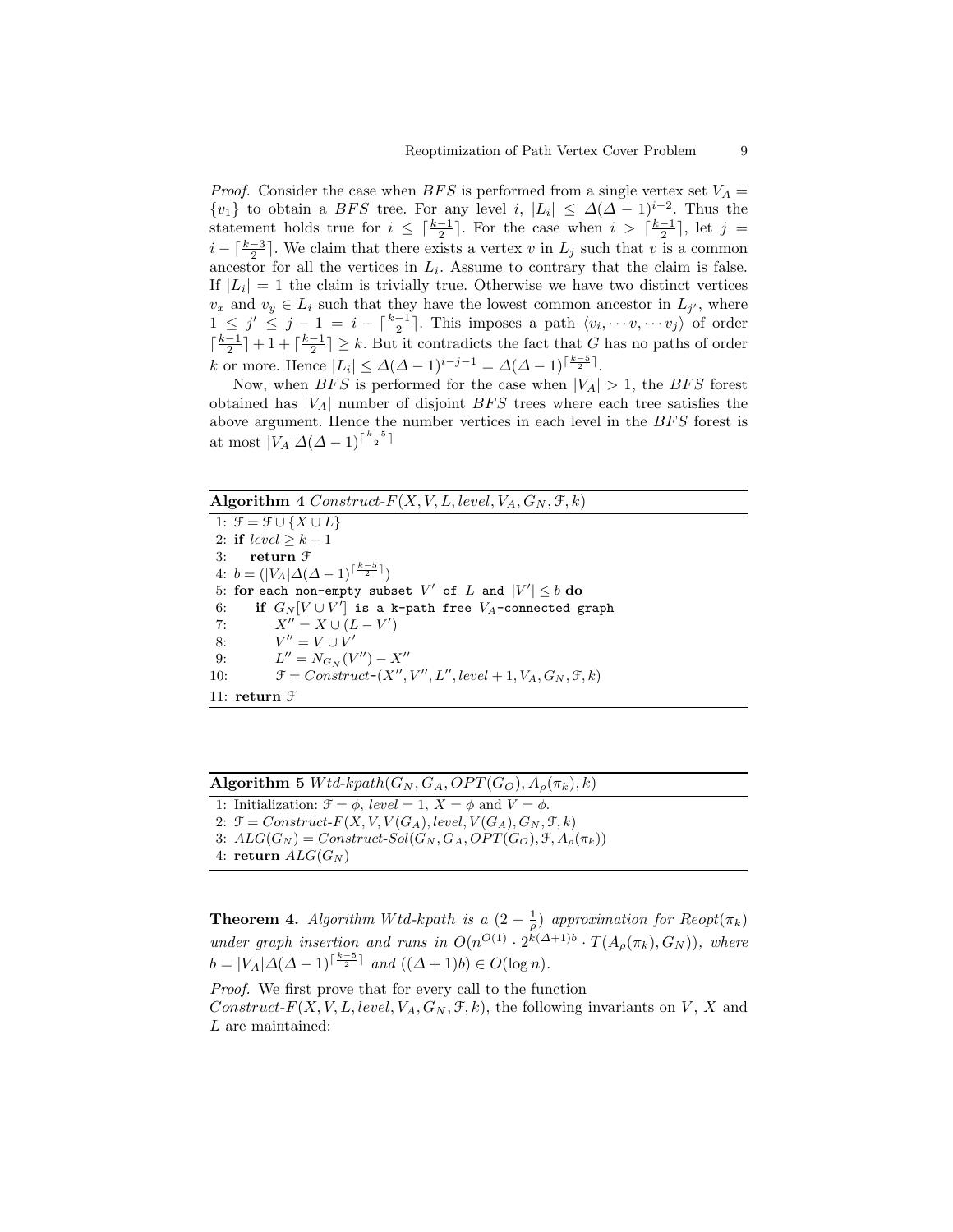*Proof.* Consider the case when $BFS$ is performed from a single vertex set $V_A = \{v_1\}$ to obtain a $BFS$ tree. For any level $i$, $|L_i| \leq \Delta(\Delta-1)^{i-2}$. Thus the statement holds true for $i \leq \lceil \frac{k-1}{2} \rceil$. For the case when $i > \lceil \frac{k-1}{2} \rceil$, let $j = i - \lceil \frac{k-3}{2} \rceil$. We claim that there exists a vertex $v$ in $L_j$ such that $v$ is a common ancestor for all the vertices in $L_i$. Assume to contrary that the claim is false. If $|L_i| = 1$ the claim is trivially true. Otherwise we have two distinct vertices $v_x$ and $v_y \in L_i$ such that they have the lowest common ancestor in $L_{j'}$, where $1 \leq j' \leq j - 1 = i - \lceil \frac{k-1}{2} \rceil$. This imposes a path $\langle v_i, \cdots v, \cdots v_j \rangle$ of order $\lceil \frac{k-1}{2} \rceil + 1 + \lceil \frac{k-1}{2} \rceil \geq k$. But it contradicts the fact that $G$ has no paths of order $k$ or more. Hence $|L_i| \leq \Delta(\Delta-1)^{i-j-1} = \Delta(\Delta-1)^{\lceil \frac{k-5}{2} \rceil}$.

Now, when $BFS$ is performed for the case when $|V_A| > 1$, the $BFS$ forest obtained has $|V_A|$ number of disjoint $BFS$ trees where each tree satisfies the above argument. Hence the number vertices in each level in the $BFS$ forest is at most $|V_A|\Delta(\Delta-1)^{\lceil \frac{k-5}{2} \rceil}$

**Algorithm 4** *Construct-F*$(X, V, L, level, V_A, G_N, \mathcal{F}, k)$

```
1: F = F ∪ {X ∪ L}
2: if level ≥ k − 1
3:    return F
4: b = (|V_A| Δ(Δ − 1)^⌈(k−5)/2⌉)
5: for each non-empty subset V' of L and |V'| ≤ b do
6:    if G_N[V ∪ V'] is a k-path free V_A-connected graph
7:       X'' = X ∪ (L − V')
8:       V'' = V ∪ V'
9:       L'' = N_{G_N}(V'') − X''
10:      F = Construct-(X'', V'', L'', level + 1, V_A, G_N, F, k)
11: return F
```

**Algorithm 5** *Wtd-kpath*$(G_N, G_A, OPT(G_O), A_\rho(\pi_k), k)$

```
1: Initialization: F = φ, level = 1, X = φ and V = φ.
2: F = Construct-F(X, V, V(G_A), level, V(G_A), G_N, F, k)
3: ALG(G_N) = Construct-Sol(G_N, G_A, OPT(G_O), F, A_ρ(π_k))
4: return ALG(G_N)
```

**Theorem 4.** *Algorithm Wtd-kpath is a* $(2 - \frac{1}{\rho})$ *approximation for Reopt*$(\pi_k)$ *under graph insertion and runs in* $O(n^{O(1)} \cdot 2^{k(\Delta+1)b} \cdot T(A_\rho(\pi_k), G_N))$*, where* $b = |V_A|\Delta(\Delta-1)^{\lceil \frac{k-5}{2} \rceil}$ *and* $((\Delta+1)b) \in O(\log n)$.

*Proof.* We first prove that for every call to the function *Construct-F*$(X, V, L, level, V_A, G_N, \mathcal{F}, k)$, the following invariants on $V$, $X$ and $L$ are maintained: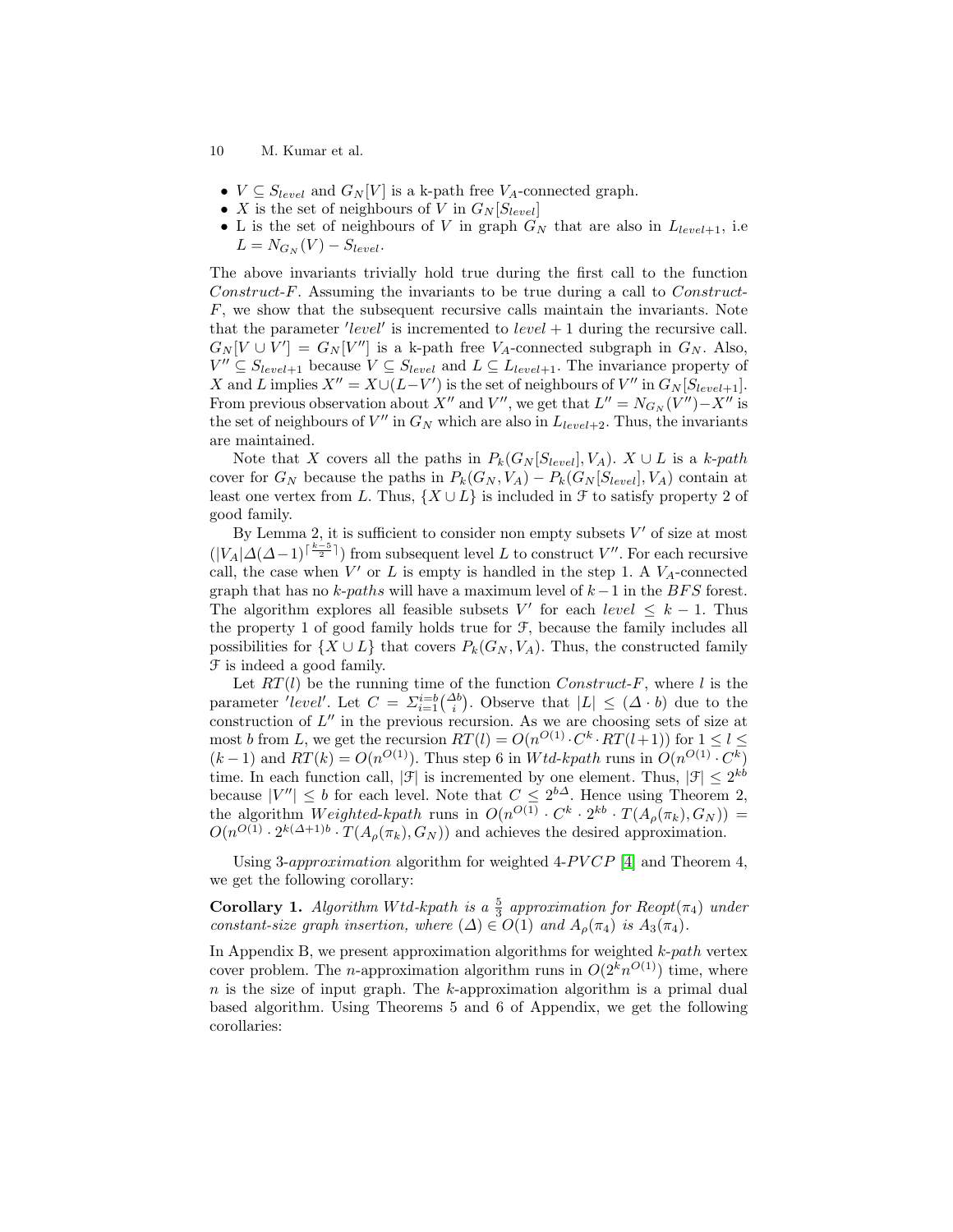- $V \subseteq S_{level}$ and $G_N[V]$ is a k-path free $V_A$-connected graph.
- $X$ is the set of neighbours of $V$ in $G_N[S_{level}]$
- L is the set of neighbours of $V$ in graph $G_N$ that are also in $L_{level+1}$, i.e $L = N_{G_N}(V) - S_{level}$.

The above invariants trivially hold true during the first call to the function *Construct-F*. Assuming the invariants to be true during a call to *Construct-F*, we show that the subsequent recursive calls maintain the invariants. Note that the parameter $'level'$ is incremented to $level + 1$ during the recursive call. $G_N[V \cup V'] = G_N[V'']$ is a k-path free $V_A$-connected subgraph in $G_N$. Also, $V'' \subseteq S_{level+1}$ because $V \subseteq S_{level}$ and $L \subseteq L_{level+1}$. The invariance property of $X$ and $L$ implies $X'' = X \cup (L - V')$ is the set of neighbours of $V''$ in $G_N[S_{level+1}]$. From previous observation about $X''$ and $V''$, we get that $L'' = N_{G_N}(V'') - X''$ is the set of neighbours of $V''$ in $G_N$ which are also in $L_{level+2}$. Thus, the invariants are maintained.

Note that $X$ covers all the paths in $P_k(G_N[S_{level}], V_A)$. $X \cup L$ is a *k-path* cover for $G_N$ because the paths in $P_k(G_N, V_A) - P_k(G_N[S_{level}], V_A)$ contain at least one vertex from $L$. Thus, $\{X \cup L\}$ is included in $\mathcal{F}$ to satisfy property 2 of good family.

By Lemma 2, it is sufficient to consider non empty subsets $V'$ of size at most $(|V_A|\Delta(\Delta-1)^{\lceil \frac{k-5}{2} \rceil})$ from subsequent level $L$ to construct $V''$. For each recursive call, the case when $V'$ or $L$ is empty is handled in the step 1. A $V_A$-connected graph that has no *k-paths* will have a maximum level of $k-1$ in the *BFS* forest. The algorithm explores all feasible subsets $V'$ for each $level \leq k-1$. Thus the property 1 of good family holds true for $\mathcal{F}$, because the family includes all possibilities for $\{X \cup L\}$ that covers $P_k(G_N, V_A)$. Thus, the constructed family $\mathcal{F}$ is indeed a good family.

Let $RT(l)$ be the running time of the function *Construct-F*, where $l$ is the parameter $'level'$. Let $C = \Sigma_{i=1}^{i=b}\binom{\Delta b}{i}$. Observe that $|L| \leq (\Delta \cdot b)$ due to the construction of $L''$ in the previous recursion. As we are choosing sets of size at most $b$ from $L$, we get the recursion $RT(l) = O(n^{O(1)} \cdot C^k \cdot RT(l+1))$ for $1 \leq l \leq (k-1)$ and $RT(k) = O(n^{O(1)})$. Thus step 6 in *Wtd-kpath* runs in $O(n^{O(1)} \cdot C^k)$ time. In each function call, $|\mathcal{F}|$ is incremented by one element. Thus, $|\mathcal{F}| \leq 2^{kb}$ because $|V''| \leq b$ for each level. Note that $C \leq 2^{b\Delta}$. Hence using Theorem 2, the algorithm *Weighted-kpath* runs in $O(n^{O(1)} \cdot C^k \cdot 2^{kb} \cdot T(A_\rho(\pi_k), G_N)) = O(n^{O(1)} \cdot 2^{k(\Delta+1)b} \cdot T(A_\rho(\pi_k), G_N))$ and achieves the desired approximation.

Using 3-*approximation* algorithm for weighted 4-*PVCP* [4] and Theorem 4, we get the following corollary:

**Corollary 1.** *Algorithm Wtd-kpath is a $\frac{5}{3}$ approximation for Reopt$(\pi_4)$ under constant-size graph insertion, where $(\Delta) \in O(1)$ and $A_\rho(\pi_4)$ is $A_3(\pi_4)$.*

In Appendix B, we present approximation algorithms for weighted *k-path* vertex cover problem. The *n*-approximation algorithm runs in $O(2^k n^{O(1)})$ time, where $n$ is the size of input graph. The *k*-approximation algorithm is a primal dual based algorithm. Using Theorems 5 and 6 of Appendix, we get the following corollaries: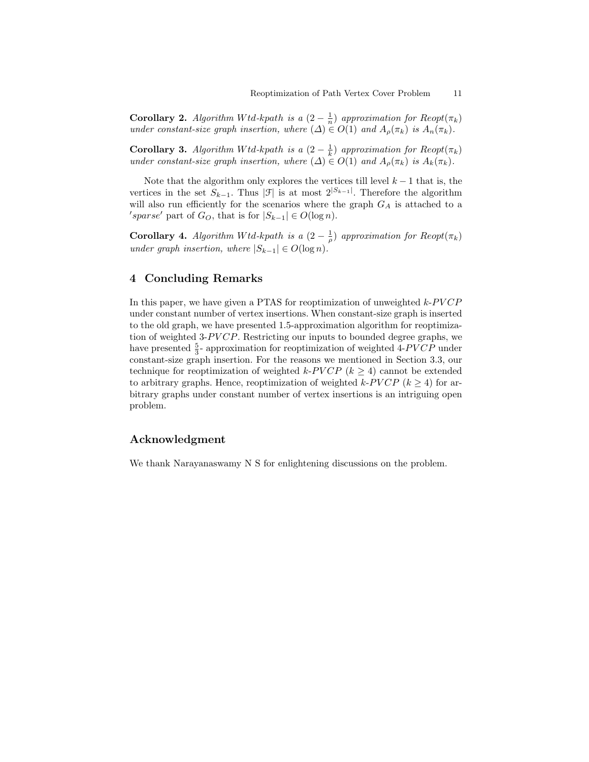**Corollary 2.** *Algorithm Wtd-kpath is a* $(2 - \frac{1}{n})$ *approximation for* $Reopt(\pi_k)$ *under constant-size graph insertion, where* $(\Delta) \in O(1)$ *and* $A_\rho(\pi_k)$ *is* $A_n(\pi_k)$.

**Corollary 3.** *Algorithm Wtd-kpath is a* $(2 - \frac{1}{k})$ *approximation for* $Reopt(\pi_k)$ *under constant-size graph insertion, where* $(\Delta) \in O(1)$ *and* $A_\rho(\pi_k)$ *is* $A_k(\pi_k)$.

Note that the algorithm only explores the vertices till level $k-1$ that is, the vertices in the set $S_{k-1}$. Thus $|\mathcal{F}|$ is at most $2^{|S_{k-1}|}$. Therefore the algorithm will also run efficiently for the scenarios where the graph $G_A$ is attached to a $'sparse'$ part of $G_O$, that is for $|S_{k-1}| \in O(\log n)$.

**Corollary 4.** *Algorithm Wtd-kpath is a* $(2 - \frac{1}{\rho})$ *approximation for* $Reopt(\pi_k)$ *under graph insertion, where* $|S_{k-1}| \in O(\log n)$.

## 4 Concluding Remarks

In this paper, we have given a PTAS for reoptimization of unweighted $k$-$PVCP$ under constant number of vertex insertions. When constant-size graph is inserted to the old graph, we have presented 1.5-approximation algorithm for reoptimization of weighted 3-$PVCP$. Restricting our inputs to bounded degree graphs, we have presented $\frac{5}{3}$- approximation for reoptimization of weighted 4-$PVCP$ under constant-size graph insertion. For the reasons we mentioned in Section 3.3, our technique for reoptimization of weighted $k$-$PVCP$ $(k \geq 4)$ cannot be extended to arbitrary graphs. Hence, reoptimization of weighted $k$-$PVCP$ $(k \geq 4)$ for arbitrary graphs under constant number of vertex insertions is an intriguing open problem.

## Acknowledgment

We thank Narayanaswamy N S for enlightening discussions on the problem.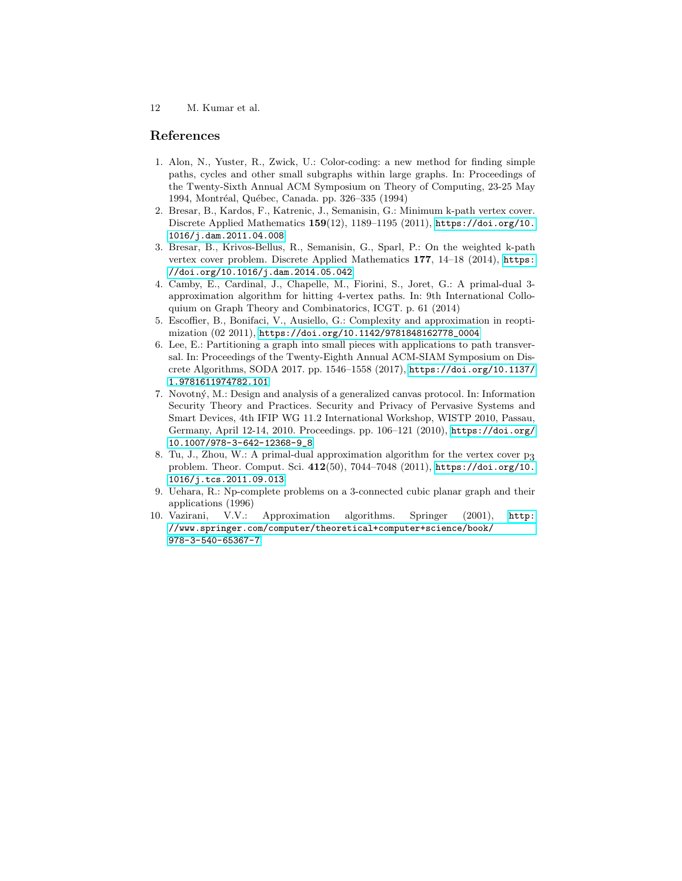## References

1. Alon, N., Yuster, R., Zwick, U.: Color-coding: a new method for finding simple paths, cycles and other small subgraphs within large graphs. In: Proceedings of the Twenty-Sixth Annual ACM Symposium on Theory of Computing, 23-25 May 1994, Montréal, Québec, Canada. pp. 326–335 (1994)
2. Bresar, B., Kardos, F., Katrenic, J., Semanisin, G.: Minimum k-path vertex cover. Discrete Applied Mathematics **159**(12), 1189–1195 (2011), https://doi.org/10.1016/j.dam.2011.04.008
3. Bresar, B., Krivos-Bellus, R., Semanisin, G., Sparl, P.: On the weighted k-path vertex cover problem. Discrete Applied Mathematics **177**, 14–18 (2014), https://doi.org/10.1016/j.dam.2014.05.042
4. Camby, E., Cardinal, J., Chapelle, M., Fiorini, S., Joret, G.: A primal-dual 3-approximation algorithm for hitting 4-vertex paths. In: 9th International Colloquium on Graph Theory and Combinatorics, ICGT. p. 61 (2014)
5. Escoffier, B., Bonifaci, V., Ausiello, G.: Complexity and approximation in reoptimization (02 2011), https://doi.org/10.1142/9781848162778_0004
6. Lee, E.: Partitioning a graph into small pieces with applications to path transversal. In: Proceedings of the Twenty-Eighth Annual ACM-SIAM Symposium on Discrete Algorithms, SODA 2017. pp. 1546–1558 (2017), https://doi.org/10.1137/1.9781611974782.101
7. Novotný, M.: Design and analysis of a generalized canvas protocol. In: Information Security Theory and Practices. Security and Privacy of Pervasive Systems and Smart Devices, 4th IFIP WG 11.2 International Workshop, WISTP 2010, Passau, Germany, April 12-14, 2010. Proceedings. pp. 106–121 (2010), https://doi.org/10.1007/978-3-642-12368-9_8
8. Tu, J., Zhou, W.: A primal-dual approximation algorithm for the vertex cover $p_3$ problem. Theor. Comput. Sci. **412**(50), 7044–7048 (2011), https://doi.org/10.1016/j.tcs.2011.09.013
9. Uehara, R.: Np-complete problems on a 3-connected cubic planar graph and their applications (1996)
10. Vazirani, V.V.: Approximation algorithms. Springer (2001), http://www.springer.com/computer/theoretical+computer+science/book/978-3-540-65367-7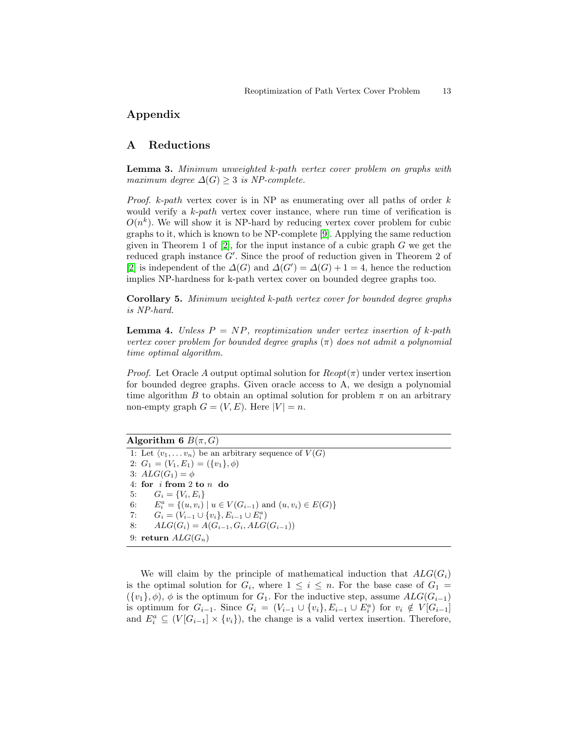# Appendix

## A Reductions

**Lemma 3.** *Minimum unweighted k-path vertex cover problem on graphs with maximum degree $\Delta(G) \geq 3$ is NP-complete.*

*Proof.* *k-path* vertex cover is in NP as enumerating over all paths of order $k$ would verify a *k-path* vertex cover instance, where run time of verification is $O(n^k)$. We will show it is NP-hard by reducing vertex cover problem for cubic graphs to it, which is known to be NP-complete [9]. Applying the same reduction given in Theorem 1 of [2], for the input instance of a cubic graph $G$ we get the reduced graph instance $G'$. Since the proof of reduction given in Theorem 2 of [2] is independent of the $\Delta(G)$ and $\Delta(G') = \Delta(G) + 1 = 4$, hence the reduction implies NP-hardness for k-path vertex cover on bounded degree graphs too.

**Corollary 5.** *Minimum weighted k-path vertex cover for bounded degree graphs is NP-hard.*

**Lemma 4.** *Unless $P = NP$, reoptimization under vertex insertion of k-path vertex cover problem for bounded degree graphs ($\pi$) does not admit a polynomial time optimal algorithm.*

*Proof.* Let Oracle $A$ output optimal solution for $Reopt(\pi)$ under vertex insertion for bounded degree graphs. Given oracle access to A, we design a polynomial time algorithm $B$ to obtain an optimal solution for problem $\pi$ on an arbitrary non-empty graph $G = (V, E)$. Here $|V| = n$.

**Algorithm 6** $B(\pi, G)$

```
1: Let ⟨v_1, ... v_n⟩ be an arbitrary sequence of V(G)
2: G_1 = (V_1, E_1) = ({v_1}, φ)
3: ALG(G_1) = φ
4: for i from 2 to n do
5:     G_i = {V_i, E_i}
6:     E_i^a = {(u, v_i) | u ∈ V(G_{i-1}) and (u, v_i) ∈ E(G)}
7:     G_i = (V_{i-1} ∪ {v_i}, E_{i-1} ∪ E_i^a)
8:     ALG(G_i) = A(G_{i-1}, G_i, ALG(G_{i-1}))
9: return ALG(G_n)
```

We will claim by the principle of mathematical induction that $ALG(G_i)$ is the optimal solution for $G_i$, where $1 \leq i \leq n$. For the base case of $G_1 = (\{v_1\}, \phi)$, $\phi$ is the optimum for $G_1$. For the inductive step, assume $ALG(G_{i-1})$ is optimum for $G_{i-1}$. Since $G_i = (V_{i-1} \cup \{v_i\}, E_{i-1} \cup E_i^a)$ for $v_i \notin V[G_{i-1}]$ and $E_i^a \subseteq (V[G_{i-1}] \times \{v_i\})$, the change is a valid vertex insertion. Therefore,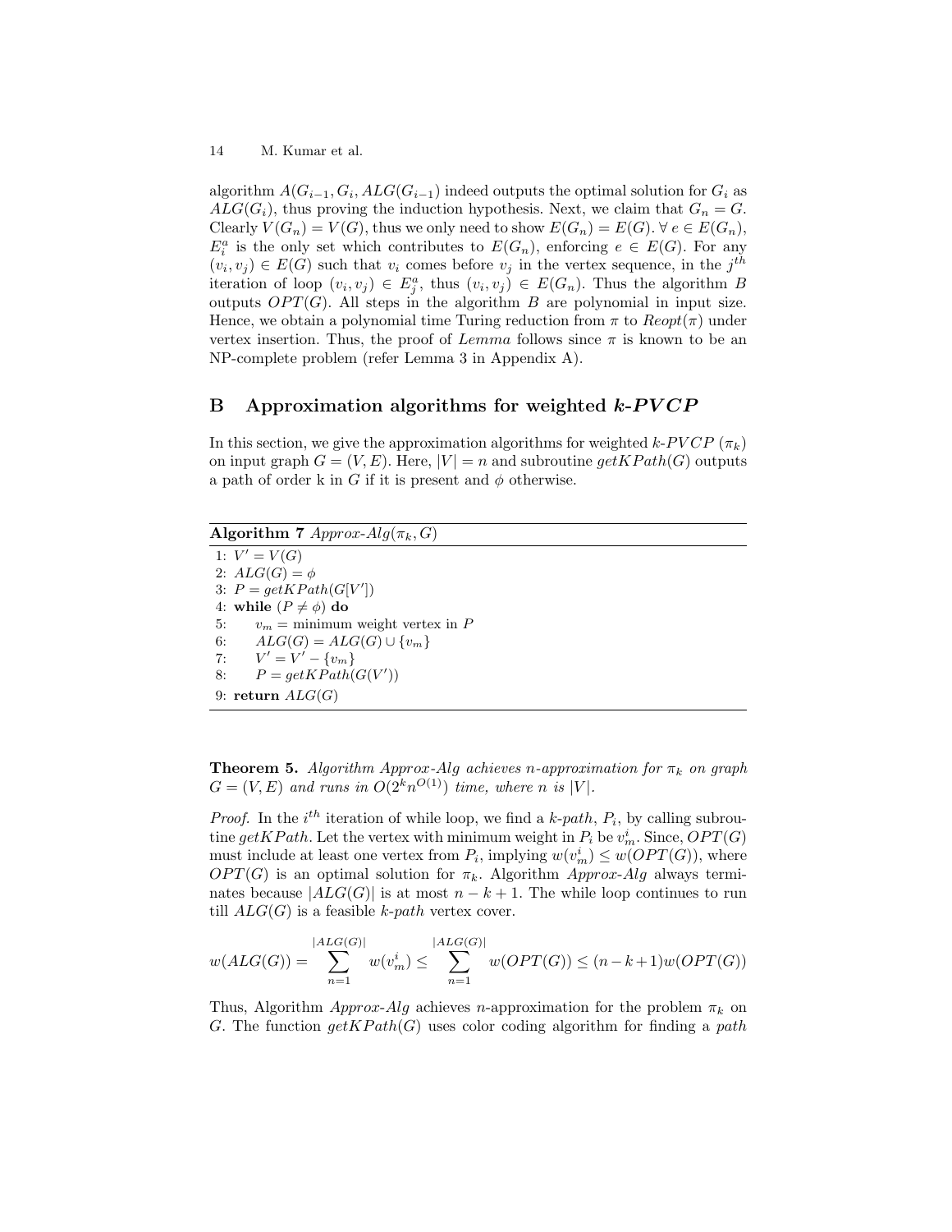algorithm $A(G_{i-1}, G_i, ALG(G_{i-1})$ indeed outputs the optimal solution for $G_i$ as $ALG(G_i)$, thus proving the induction hypothesis. Next, we claim that $G_n = G$. Clearly $V(G_n) = V(G)$, thus we only need to show $E(G_n) = E(G)$. $\forall\, e \in E(G_n)$, $E_i^a$ is the only set which contributes to $E(G_n)$, enforcing $e \in E(G)$. For any $(v_i, v_j) \in E(G)$ such that $v_i$ comes before $v_j$ in the vertex sequence, in the $j^{th}$ iteration of loop $(v_i, v_j) \in E_j^a$, thus $(v_i, v_j) \in E(G_n)$. Thus the algorithm $B$ outputs $OPT(G)$. All steps in the algorithm $B$ are polynomial in input size. Hence, we obtain a polynomial time Turing reduction from $\pi$ to $Reopt(\pi)$ under vertex insertion. Thus, the proof of *Lemma* follows since $\pi$ is known to be an NP-complete problem (refer Lemma 3 in Appendix A).

## B Approximation algorithms for weighted *k-PVCP*

In this section, we give the approximation algorithms for weighted *k-PVCP* ($\pi_k$) on input graph $G = (V, E)$. Here, $|V| = n$ and subroutine $getKPath(G)$ outputs a path of order k in $G$ if it is present and $\phi$ otherwise.

**Algorithm 7** *Approx-Alg*$(\pi_k, G)$

```
1: V' = V(G)
2: ALG(G) = φ
3: P = getKPath(G[V'])
4: while (P ≠ φ) do
5:     v_m = minimum weight vertex in P
6:     ALG(G) = ALG(G) ∪ {v_m}
7:     V' = V' − {v_m}
8:     P = getKPath(G(V'))
9: return ALG(G)
```

**Theorem 5.** *Algorithm Approx-Alg achieves n-approximation for $\pi_k$ on graph $G = (V, E)$ and runs in $O(2^k n^{O(1)})$ time, where n is $|V|$.*

*Proof.* In the $i^{th}$ iteration of while loop, we find a *k-path*, $P_i$, by calling subroutine $getKPath$. Let the vertex with minimum weight in $P_i$ be $v_m^i$. Since, $OPT(G)$ must include at least one vertex from $P_i$, implying $w(v_m^i) \leq w(OPT(G))$, where $OPT(G)$ is an optimal solution for $\pi_k$. Algorithm *Approx-Alg* always terminates because $|ALG(G)|$ is at most $n - k + 1$. The while loop continues to run till $ALG(G)$ is a feasible *k-path* vertex cover.

$$w(ALG(G)) = \sum_{n=1}^{|ALG(G)|} w(v_m^i) \leq \sum_{n=1}^{|ALG(G)|} w(OPT(G)) \leq (n-k+1)w(OPT(G))$$

Thus, Algorithm *Approx-Alg* achieves $n$-approximation for the problem $\pi_k$ on $G$. The function $getKPath(G)$ uses color coding algorithm for finding a *path*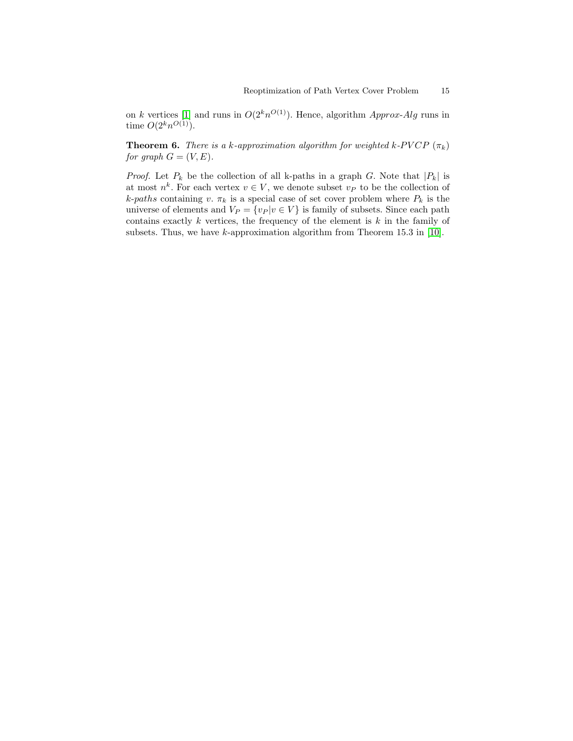on $k$ vertices [1] and runs in $O(2^k n^{O(1)})$. Hence, algorithm *Approx-Alg* runs in time $O(2^k n^{O(1)})$.

**Theorem 6.** *There is a $k$-approximation algorithm for weighted $k$-PVCP ($\pi_k$) for graph $G = (V, E)$.*

*Proof.* Let $P_k$ be the collection of all k-paths in a graph $G$. Note that $|P_k|$ is at most $n^k$. For each vertex $v \in V$, we denote subset $v_P$ to be the collection of *k-paths* containing $v$. $\pi_k$ is a special case of set cover problem where $P_k$ is the universe of elements and $V_P = \{v_P | v \in V\}$ is family of subsets. Since each path contains exactly $k$ vertices, the frequency of the element is $k$ in the family of subsets. Thus, we have $k$-approximation algorithm from Theorem 15.3 in [10].